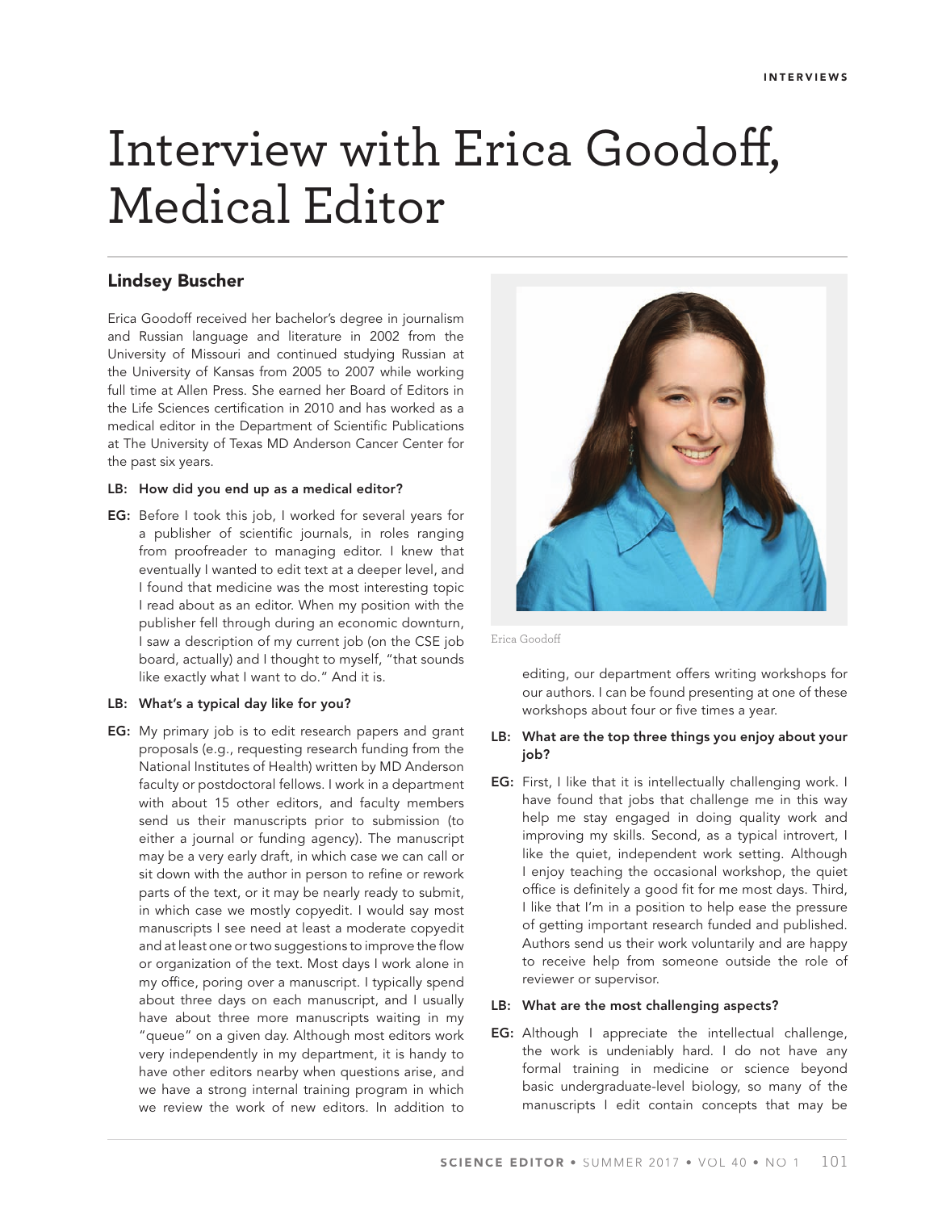# Interview with Erica Goodoff, Medical Editor

## Lindsey Buscher

Erica Goodoff received her bachelor's degree in journalism and Russian language and literature in 2002 from the University of Missouri and continued studying Russian at the University of Kansas from 2005 to 2007 while working full time at Allen Press. She earned her Board of Editors in the Life Sciences certification in 2010 and has worked as a medical editor in the Department of Scientific Publications at The University of Texas MD Anderson Cancer Center for the past six years.

**LB: How did you end up as a medical editor?**

**EG:** Before I took this job, I worked for several years for a publisher of scientific journals, in roles ranging from proofreader to managing editor. I knew that eventually I wanted to edit text at a deeper level, and I found that medicine was the most interesting topic I read about as an editor. When my position with the publisher fell through during an economic downturn, I saw a description of my current job (on the CSE job board, actually) and I thought to myself, "that sounds like exactly what I want to do." And it is.

**LB: What's a typical day like for you?**

**EG:** My primary job is to edit research papers and grant proposals (e.g., requesting research funding from the National Institutes of Health) written by MD Anderson faculty or postdoctoral fellows. I work in a department with about 15 other editors, and faculty members send us their manuscripts prior to submission (to either a journal or funding agency). The manuscript may be a very early draft, in which case we can call or sit down with the author in person to refine or rework parts of the text, or it may be nearly ready to submit, in which case we mostly copyedit. I would say most manuscripts I see need at least a moderate copyedit and at least one or two suggestions to improve the flow or organization of the text. Most days I work alone in my office, poring over a manuscript. I typically spend about three days on each manuscript, and I usually have about three more manuscripts waiting in my "queue" on a given day. Although most editors work very independently in my department, it is handy to have other editors nearby when questions arise, and we have a strong internal training program in which we review the work of new editors. In addition to editing, our department offers writing workshops for our authors. I can be found presenting at one of these workshops about four or five times a year.

Erica Goodoff

**LB: What are the top three things you enjoy about your job?**

**EG:** First, I like that it is intellectually challenging work. I have found that jobs that challenge me in this way help me stay engaged in doing quality work and improving my skills. Second, as a typical introvert, I like the quiet, independent work setting. Although I enjoy teaching the occasional workshop, the quiet office is definitely a good fit for me most days. Third, I like that I'm in a position to help ease the pressure of getting important research funded and published. Authors send us their work voluntarily and are happy to receive help from someone outside the role of reviewer or supervisor.

**LB: What are the most challenging aspects?**

**EG:** Although I appreciate the intellectual challenge, the work is undeniably hard. I do not have any formal training in medicine or science beyond basic undergraduate-level biology, so many of the manuscripts I edit contain concepts that may be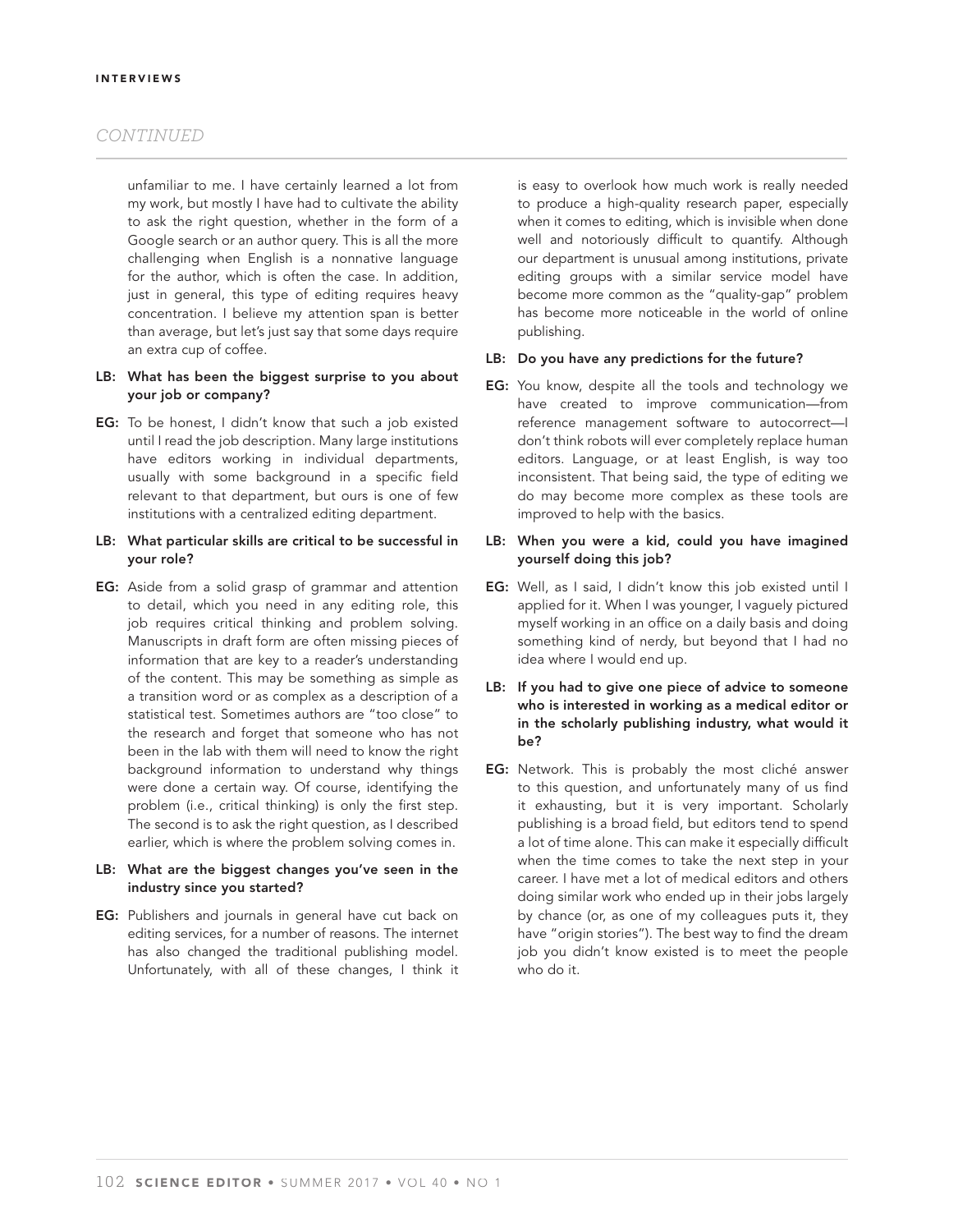*CONTINUED*

unfamiliar to me. I have certainly learned a lot from my work, but mostly I have had to cultivate the ability to ask the right question, whether in the form of a Google search or an author query. This is all the more challenging when English is a nonnative language for the author, which is often the case. In addition, just in general, this type of editing requires heavy concentration. I believe my attention span is better than average, but let's just say that some days require an extra cup of coffee.

**LB: What has been the biggest surprise to you about your job or company?**

**EG:** To be honest, I didn't know that such a job existed until I read the job description. Many large institutions have editors working in individual departments, usually with some background in a specific field relevant to that department, but ours is one of few institutions with a centralized editing department.

**LB: What particular skills are critical to be successful in your role?**

**EG:** Aside from a solid grasp of grammar and attention to detail, which you need in any editing role, this job requires critical thinking and problem solving. Manuscripts in draft form are often missing pieces of information that are key to a reader's understanding of the content. This may be something as simple as a transition word or as complex as a description of a statistical test. Sometimes authors are "too close" to the research and forget that someone who has not been in the lab with them will need to know the right background information to understand why things were done a certain way. Of course, identifying the problem (i.e., critical thinking) is only the first step. The second is to ask the right question, as I described earlier, which is where the problem solving comes in.

**LB: What are the biggest changes you've seen in the industry since you started?**

**EG:** Publishers and journals in general have cut back on editing services, for a number of reasons. The internet has also changed the traditional publishing model. Unfortunately, with all of these changes, I think it is easy to overlook how much work is really needed to produce a high-quality research paper, especially when it comes to editing, which is invisible when done well and notoriously difficult to quantify. Although our department is unusual among institutions, private editing groups with a similar service model have become more common as the "quality-gap" problem has become more noticeable in the world of online publishing.

**LB: Do you have any predictions for the future?**

**EG:** You know, despite all the tools and technology we have created to improve communication—from reference management software to autocorrect—I don't think robots will ever completely replace human editors. Language, or at least English, is way too inconsistent. That being said, the type of editing we do may become more complex as these tools are improved to help with the basics.

**LB: When you were a kid, could you have imagined yourself doing this job?**

**EG:** Well, as I said, I didn't know this job existed until I applied for it. When I was younger, I vaguely pictured myself working in an office on a daily basis and doing something kind of nerdy, but beyond that I had no idea where I would end up.

**LB: If you had to give one piece of advice to someone who is interested in working as a medical editor or in the scholarly publishing industry, what would it be?**

**EG:** Network. This is probably the most cliché answer to this question, and unfortunately many of us find it exhausting, but it is very important. Scholarly publishing is a broad field, but editors tend to spend a lot of time alone. This can make it especially difficult when the time comes to take the next step in your career. I have met a lot of medical editors and others doing similar work who ended up in their jobs largely by chance (or, as one of my colleagues puts it, they have "origin stories"). The best way to find the dream job you didn't know existed is to meet the people who do it.